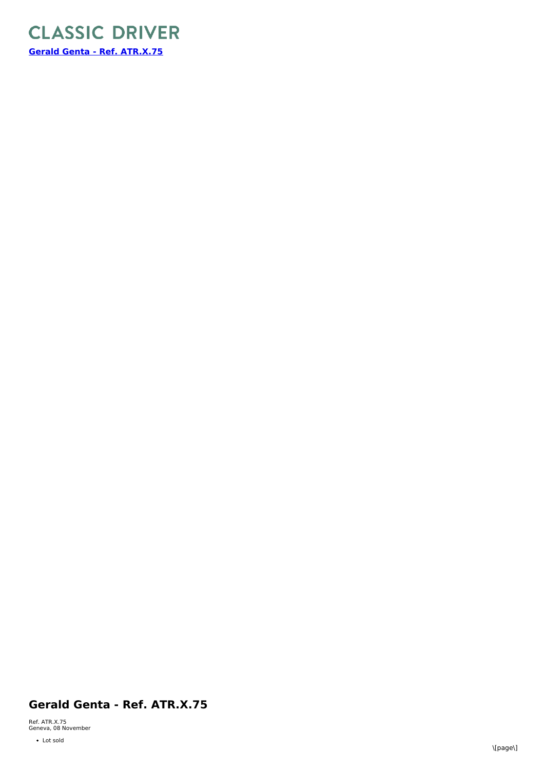# CLASSIC DRIVER

**Gerald Genta - Ref. ATR.X.75**

## Gerald Genta - Ref. ATR.X.75

Ref. ATR.X.75
Geneva, 08 November

- Lot sold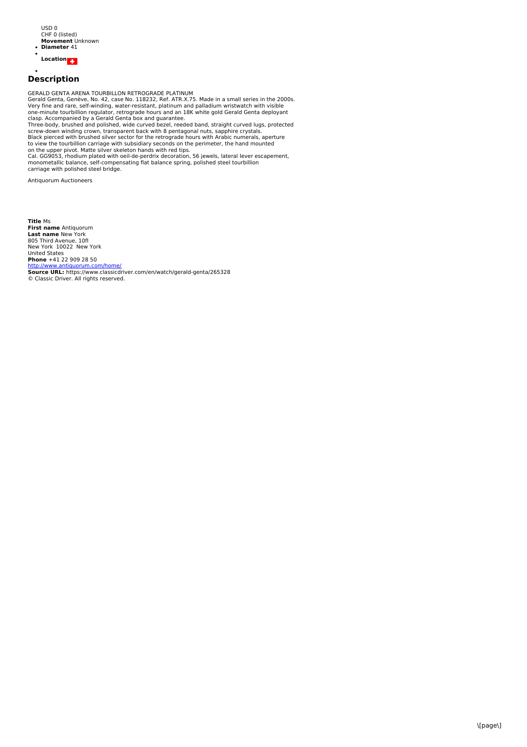USD 0
CHF 0 (listed)
**Movement** Unknown

- **Diameter** 41
- **Location**
- 

## Description

GERALD GENTA ARENA TOURBILLON RETROGRADE PLATINUM
Gerald Genta, Genève, No. 42, case No. 118232, Ref. ATR.X.75. Made in a small series in the 2000s. Very fine and rare, self-winding, water-resistant, platinum and palladium wristwatch with visible one-minute tourbillion regulator, retrograde hours and an 18K white gold Gerald Genta deployant clasp. Accompanied by a Gerald Genta box and guarantee.
Three-body, brushed and polished, wide curved bezel, reeded band, straight curved lugs, protected screw-down winding crown, transparent back with 8 pentagonal nuts, sapphire crystals.
Black pierced with brushed silver sector for the retrograde hours with Arabic numerals, aperture to view the tourbillion carriage with subsidiary seconds on the perimeter, the hand mounted on the upper pivot. Matte silver skeleton hands with red tips.
Cal. GG9053, rhodium plated with oeil-de-perdrix decoration, 56 jewels, lateral lever escapement, monometallic balance, self-compensating flat balance spring, polished steel tourbillion carriage with polished steel bridge.

Antiquorum Auctioneers

**Title** Ms
**First name** Antiquorum
**Last name** New York
805 Third Avenue, 10fl
New York 10022 New York
United States
**Phone** +41 22 909 28 50
http://www.antiquorum.com/home/
**Source URL:** https://www.classicdriver.com/en/watch/gerald-genta/265328
© Classic Driver. All rights reserved.